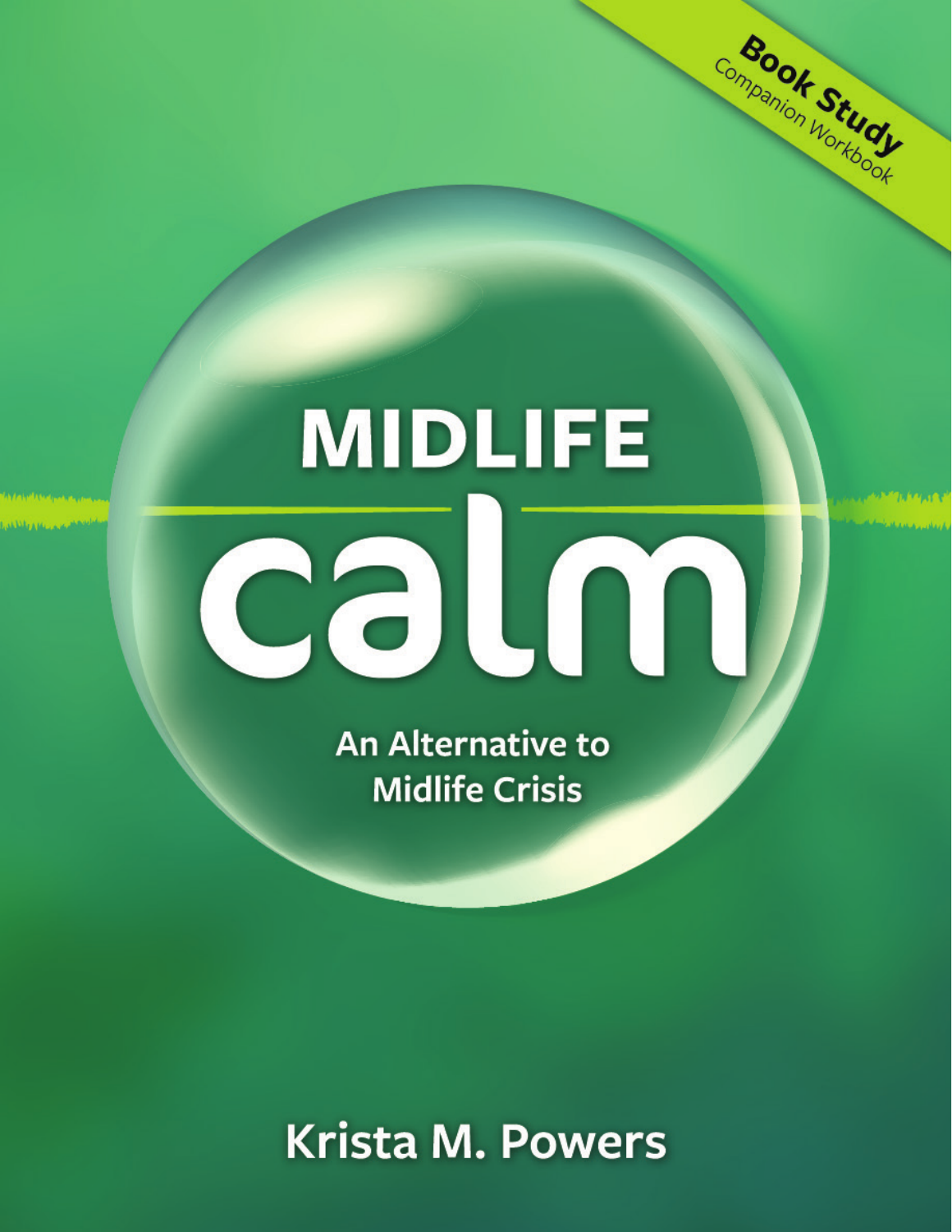**Book Study**
Companion Workbook

# MIDLIFE calm

## An Alternative to Midlife Crisis

Krista M. Powers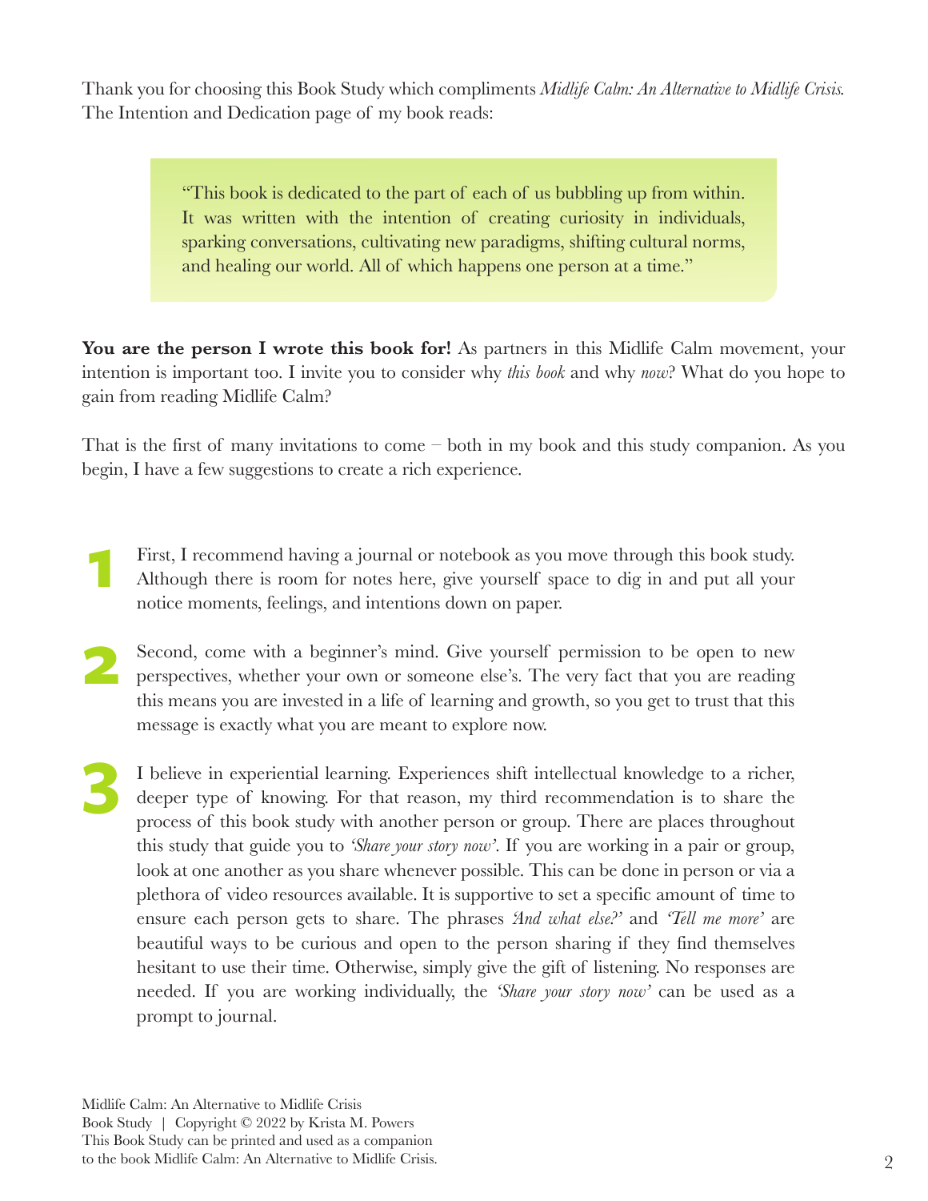Thank you for choosing this Book Study which compliments *Midlife Calm: An Alternative to Midlife Crisis.* The Intention and Dedication page of my book reads:

> "This book is dedicated to the part of each of us bubbling up from within. It was written with the intention of creating curiosity in individuals, sparking conversations, cultivating new paradigms, shifting cultural norms, and healing our world. All of which happens one person at a time."

**You are the person I wrote this book for!** As partners in this Midlife Calm movement, your intention is important too. I invite you to consider why *this book* and why *now*? What do you hope to gain from reading Midlife Calm?

That is the first of many invitations to come – both in my book and this study companion. As you begin, I have a few suggestions to create a rich experience.

**1** First, I recommend having a journal or notebook as you move through this book study. Although there is room for notes here, give yourself space to dig in and put all your notice moments, feelings, and intentions down on paper.

**2** Second, come with a beginner's mind. Give yourself permission to be open to new perspectives, whether your own or someone else's. The very fact that you are reading this means you are invested in a life of learning and growth, so you get to trust that this message is exactly what you are meant to explore now.

**3** I believe in experiential learning. Experiences shift intellectual knowledge to a richer, deeper type of knowing. For that reason, my third recommendation is to share the process of this book study with another person or group. There are places throughout this study that guide you to *'Share your story now'*. If you are working in a pair or group, look at one another as you share whenever possible. This can be done in person or via a plethora of video resources available. It is supportive to set a specific amount of time to ensure each person gets to share. The phrases *'And what else?'* and *'Tell me more'* are beautiful ways to be curious and open to the person sharing if they find themselves hesitant to use their time. Otherwise, simply give the gift of listening. No responses are needed. If you are working individually, the *'Share your story now'* can be used as a prompt to journal.

Midlife Calm: An Alternative to Midlife Crisis
Book Study | Copyright © 2022 by Krista M. Powers
This Book Study can be printed and used as a companion to the book Midlife Calm: An Alternative to Midlife Crisis.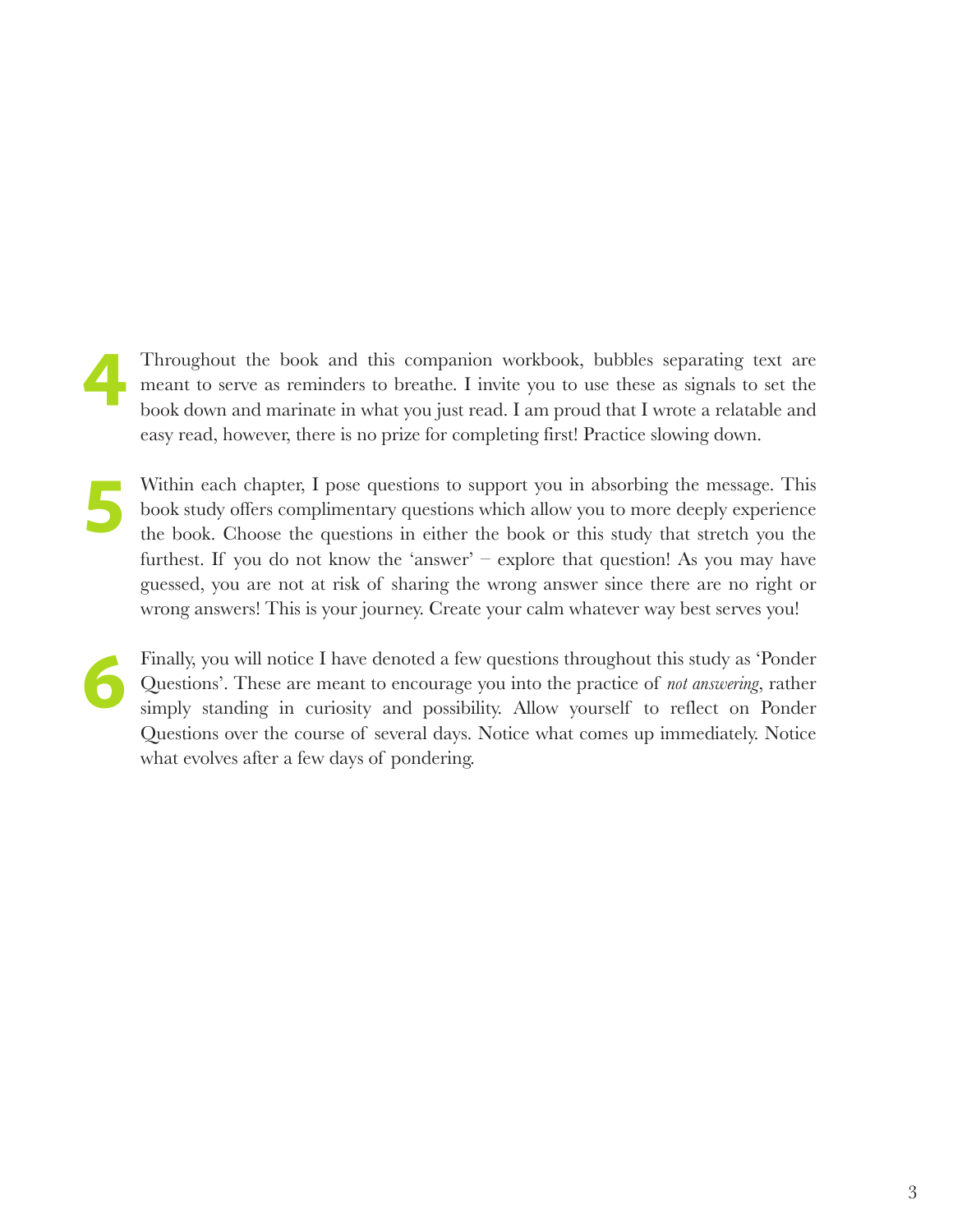4. Throughout the book and this companion workbook, bubbles separating text are meant to serve as reminders to breathe. I invite you to use these as signals to set the book down and marinate in what you just read. I am proud that I wrote a relatable and easy read, however, there is no prize for completing first! Practice slowing down.

5. Within each chapter, I pose questions to support you in absorbing the message. This book study offers complimentary questions which allow you to more deeply experience the book. Choose the questions in either the book or this study that stretch you the furthest. If you do not know the 'answer' – explore that question! As you may have guessed, you are not at risk of sharing the wrong answer since there are no right or wrong answers! This is your journey. Create your calm whatever way best serves you!

6. Finally, you will notice I have denoted a few questions throughout this study as 'Ponder Questions'. These are meant to encourage you into the practice of *not answering*, rather simply standing in curiosity and possibility. Allow yourself to reflect on Ponder Questions over the course of several days. Notice what comes up immediately. Notice what evolves after a few days of pondering.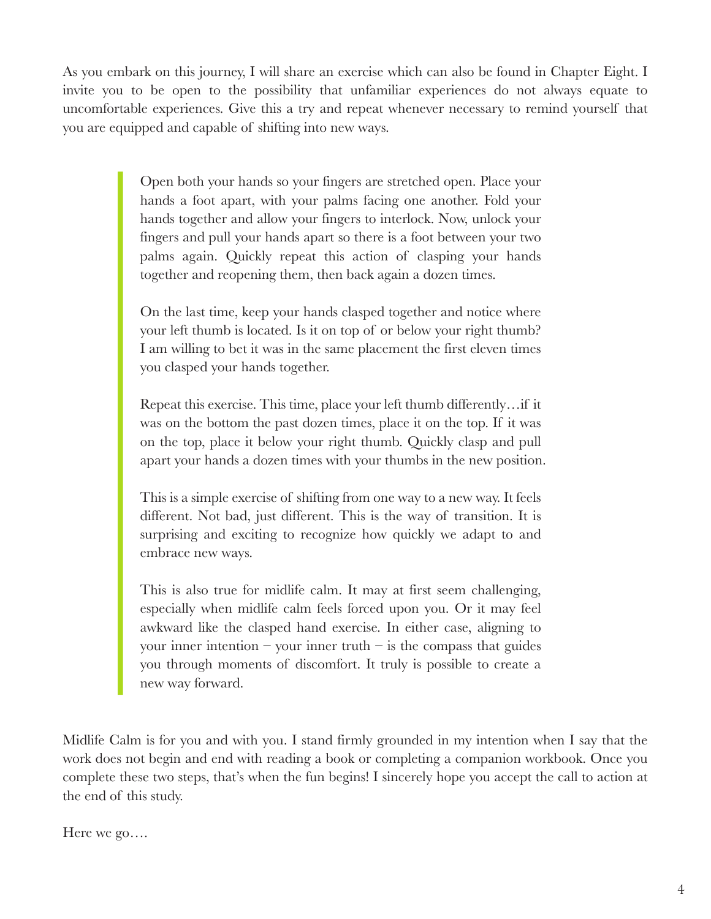As you embark on this journey, I will share an exercise which can also be found in Chapter Eight. I invite you to be open to the possibility that unfamiliar experiences do not always equate to uncomfortable experiences. Give this a try and repeat whenever necessary to remind yourself that you are equipped and capable of shifting into new ways.

> Open both your hands so your fingers are stretched open. Place your hands a foot apart, with your palms facing one another. Fold your hands together and allow your fingers to interlock. Now, unlock your fingers and pull your hands apart so there is a foot between your two palms again. Quickly repeat this action of clasping your hands together and reopening them, then back again a dozen times.
>
> On the last time, keep your hands clasped together and notice where your left thumb is located. Is it on top of or below your right thumb? I am willing to bet it was in the same placement the first eleven times you clasped your hands together.
>
> Repeat this exercise. This time, place your left thumb differently…if it was on the bottom the past dozen times, place it on the top. If it was on the top, place it below your right thumb. Quickly clasp and pull apart your hands a dozen times with your thumbs in the new position.
>
> This is a simple exercise of shifting from one way to a new way. It feels different. Not bad, just different. This is the way of transition. It is surprising and exciting to recognize how quickly we adapt to and embrace new ways.
>
> This is also true for midlife calm. It may at first seem challenging, especially when midlife calm feels forced upon you. Or it may feel awkward like the clasped hand exercise. In either case, aligning to your inner intention – your inner truth – is the compass that guides you through moments of discomfort. It truly is possible to create a new way forward.

Midlife Calm is for you and with you. I stand firmly grounded in my intention when I say that the work does not begin and end with reading a book or completing a companion workbook. Once you complete these two steps, that's when the fun begins! I sincerely hope you accept the call to action at the end of this study.

Here we go….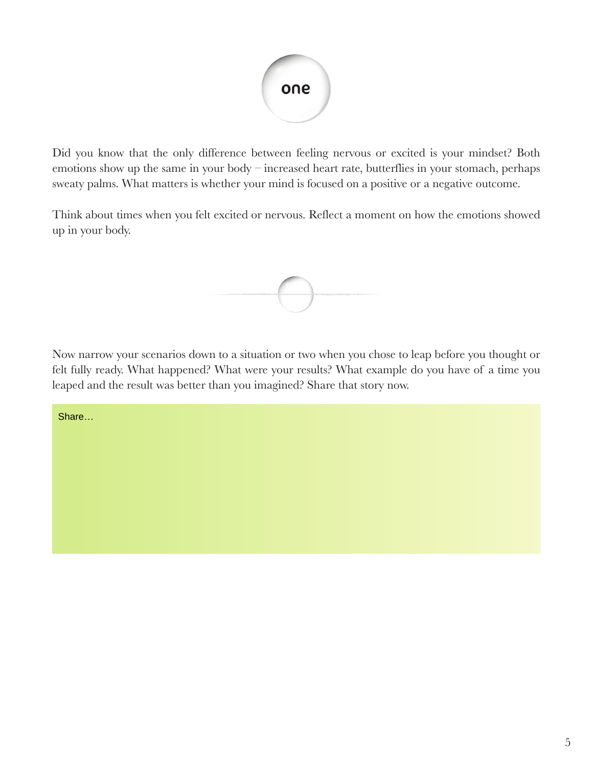# one

Did you know that the only difference between feeling nervous or excited is your mindset? Both emotions show up the same in your body – increased heart rate, butterflies in your stomach, perhaps sweaty palms. What matters is whether your mind is focused on a positive or a negative outcome.

Think about times when you felt excited or nervous. Reflect a moment on how the emotions showed up in your body.

Now narrow your scenarios down to a situation or two when you chose to leap before you thought or felt fully ready. What happened? What were your results? What example do you have of a time you leaped and the result was better than you imagined? Share that story now.

Share…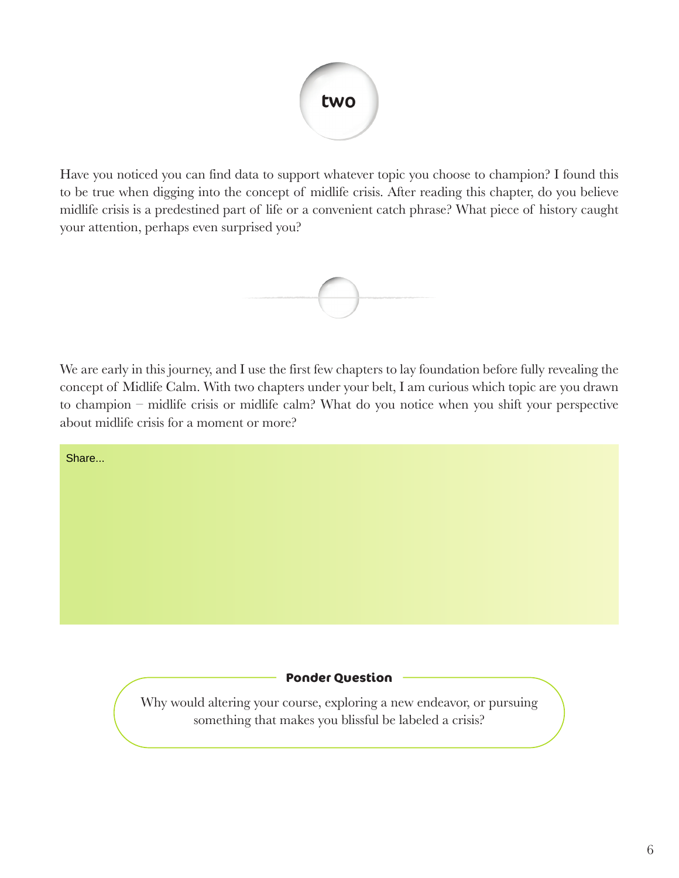# two

Have you noticed you can find data to support whatever topic you choose to champion? I found this to be true when digging into the concept of midlife crisis. After reading this chapter, do you believe midlife crisis is a predestined part of life or a convenient catch phrase? What piece of history caught your attention, perhaps even surprised you?

We are early in this journey, and I use the first few chapters to lay foundation before fully revealing the concept of Midlife Calm. With two chapters under your belt, I am curious which topic are you drawn to champion – midlife crisis or midlife calm? What do you notice when you shift your perspective about midlife crisis for a moment or more?

Share...

**Ponder Question**

Why would altering your course, exploring a new endeavor, or pursuing something that makes you blissful be labeled a crisis?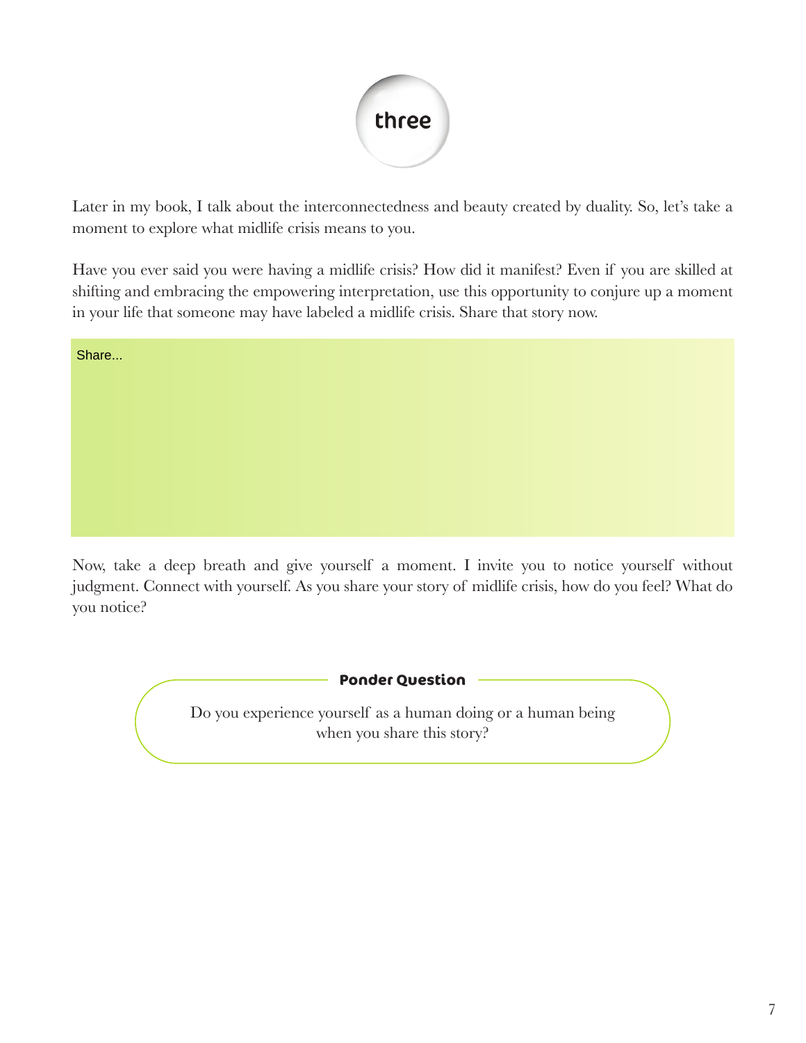# three

Later in my book, I talk about the interconnectedness and beauty created by duality. So, let's take a moment to explore what midlife crisis means to you.

Have you ever said you were having a midlife crisis? How did it manifest? Even if you are skilled at shifting and embracing the empowering interpretation, use this opportunity to conjure up a moment in your life that someone may have labeled a midlife crisis. Share that story now.

Share...

Now, take a deep breath and give yourself a moment. I invite you to notice yourself without judgment. Connect with yourself. As you share your story of midlife crisis, how do you feel? What do you notice?

**Ponder Question**

Do you experience yourself as a human doing or a human being when you share this story?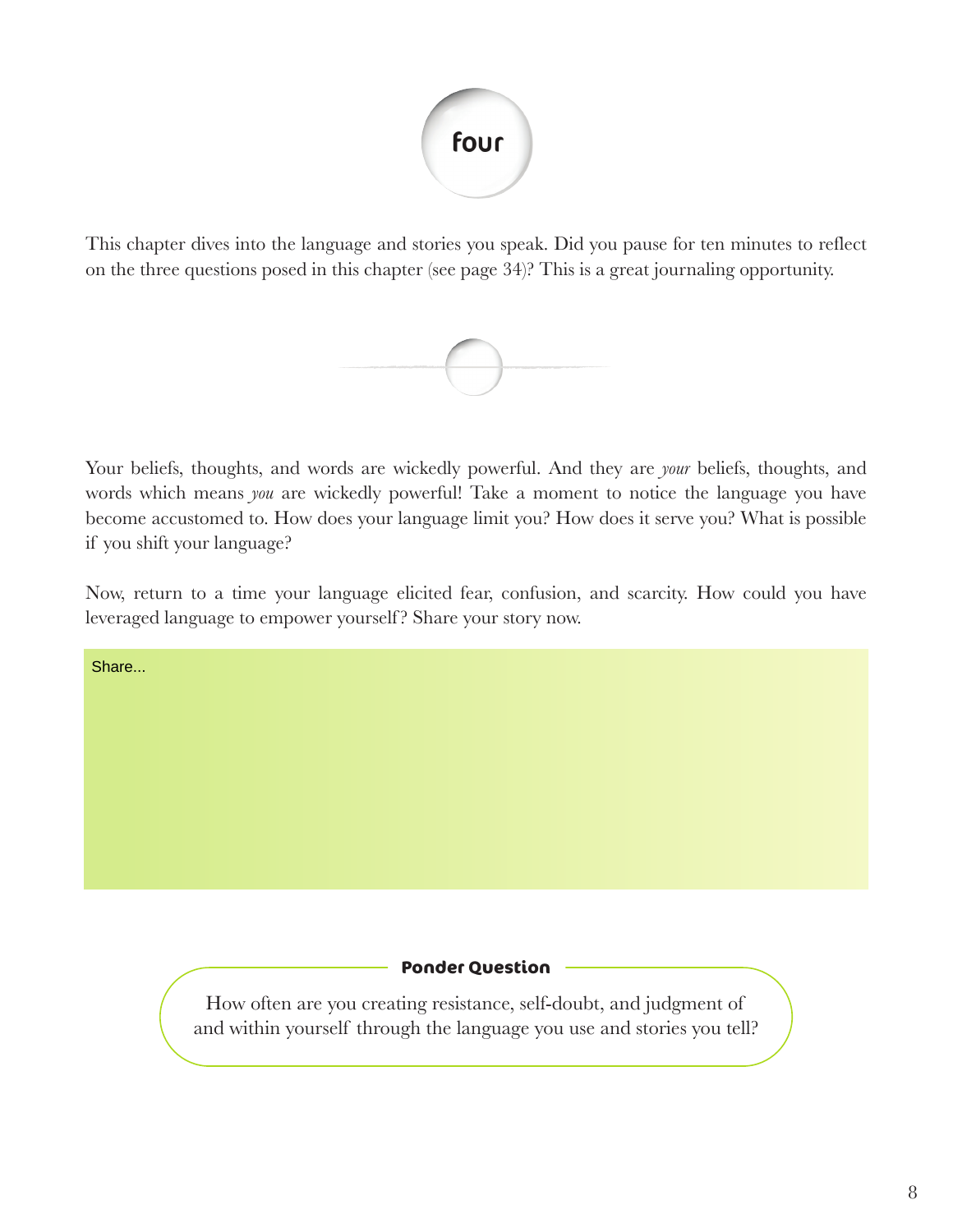# four

This chapter dives into the language and stories you speak. Did you pause for ten minutes to reflect on the three questions posed in this chapter (see page 34)? This is a great journaling opportunity.

Your beliefs, thoughts, and words are wickedly powerful. And they are *your* beliefs, thoughts, and words which means *you* are wickedly powerful! Take a moment to notice the language you have become accustomed to. How does your language limit you? How does it serve you? What is possible if you shift your language?

Now, return to a time your language elicited fear, confusion, and scarcity. How could you have leveraged language to empower yourself? Share your story now.

Share...

**Ponder Question**

How often are you creating resistance, self-doubt, and judgment of and within yourself through the language you use and stories you tell?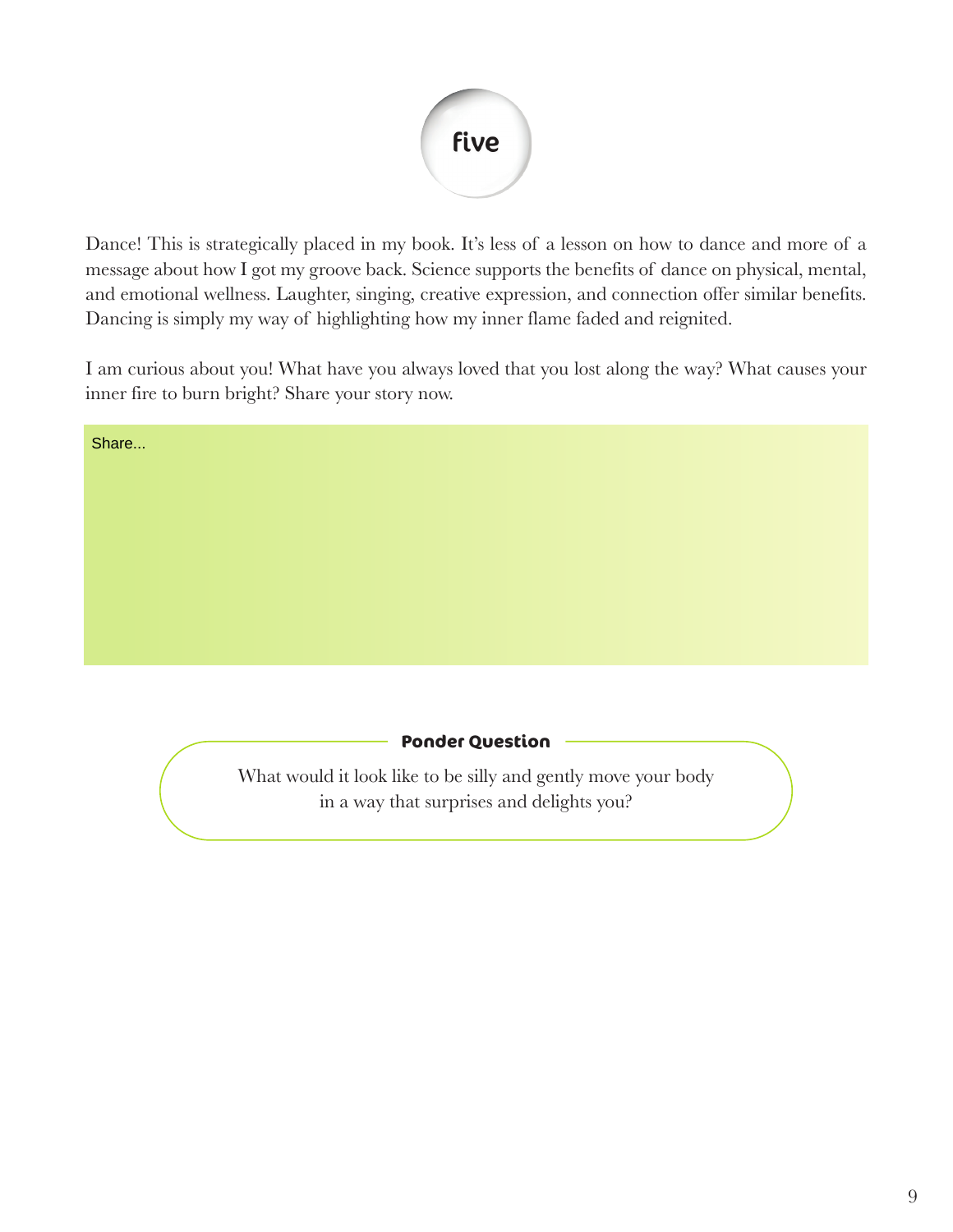# five

Dance! This is strategically placed in my book. It's less of a lesson on how to dance and more of a message about how I got my groove back. Science supports the benefits of dance on physical, mental, and emotional wellness. Laughter, singing, creative expression, and connection offer similar benefits. Dancing is simply my way of highlighting how my inner flame faded and reignited.

I am curious about you! What have you always loved that you lost along the way? What causes your inner fire to burn bright? Share your story now.

Share...

**Ponder Question**

What would it look like to be silly and gently move your body in a way that surprises and delights you?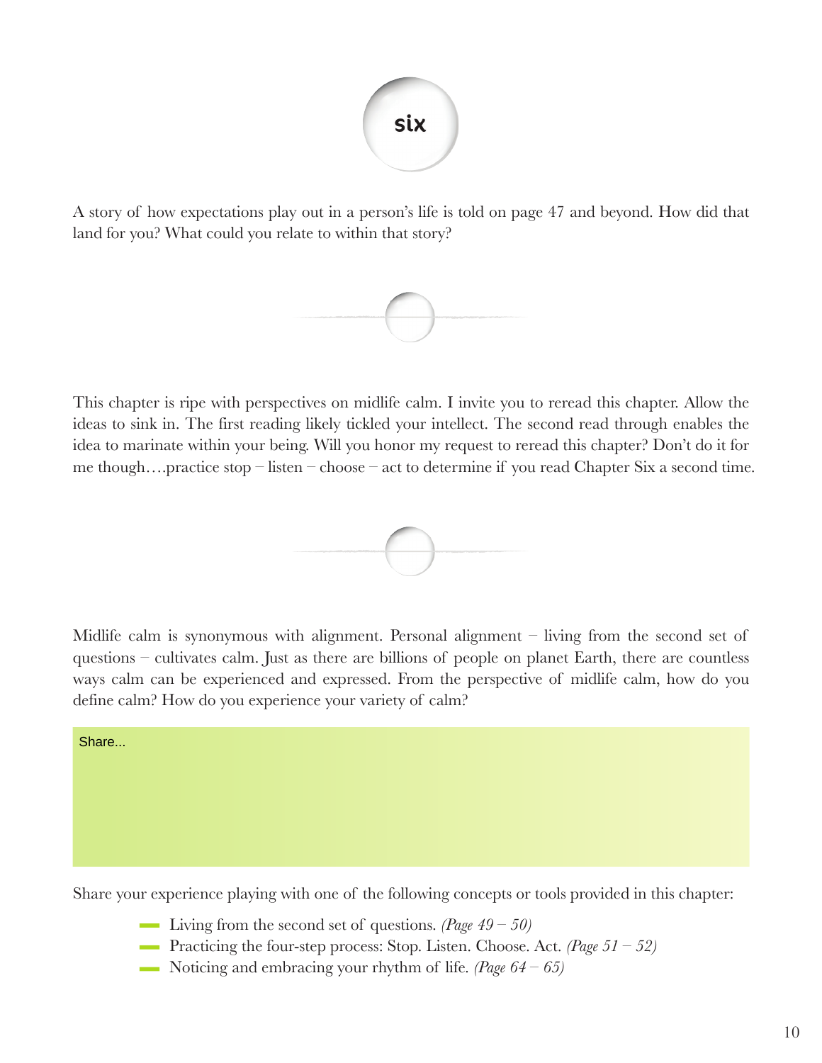# six

A story of how expectations play out in a person's life is told on page 47 and beyond. How did that land for you? What could you relate to within that story?

This chapter is ripe with perspectives on midlife calm. I invite you to reread this chapter. Allow the ideas to sink in. The first reading likely tickled your intellect. The second read through enables the idea to marinate within your being. Will you honor my request to reread this chapter? Don't do it for me though….practice stop – listen – choose – act to determine if you read Chapter Six a second time.

Midlife calm is synonymous with alignment. Personal alignment – living from the second set of questions – cultivates calm. Just as there are billions of people on planet Earth, there are countless ways calm can be experienced and expressed. From the perspective of midlife calm, how do you define calm? How do you experience your variety of calm?

Share...

Share your experience playing with one of the following concepts or tools provided in this chapter:

- Living from the second set of questions. *(Page 49 – 50)*
- Practicing the four-step process: Stop. Listen. Choose. Act. *(Page 51 – 52)*
- Noticing and embracing your rhythm of life. *(Page 64 – 65)*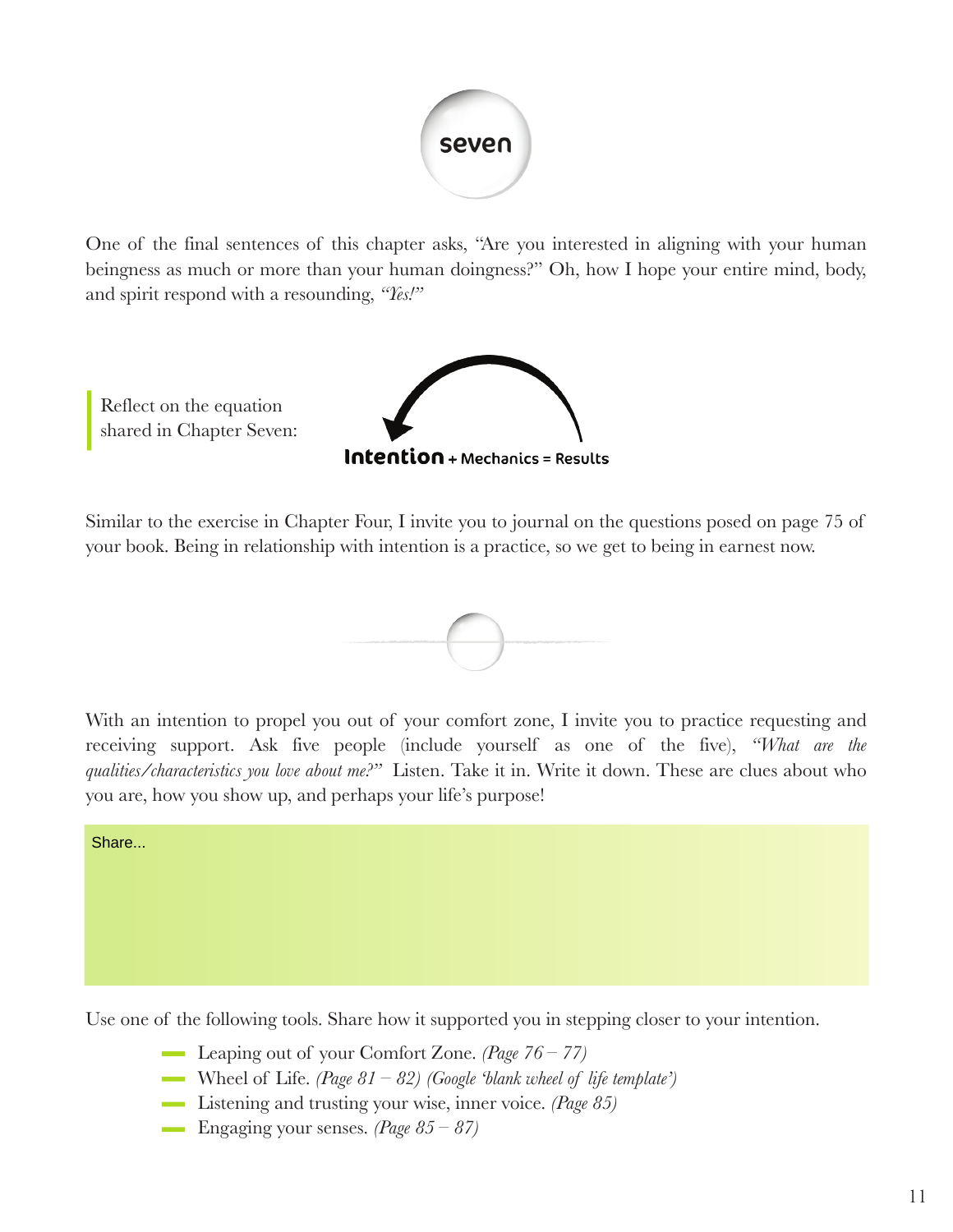# seven

One of the final sentences of this chapter asks, "Are you interested in aligning with your human beingness as much or more than your human doingness?" Oh, how I hope your entire mind, body, and spirit respond with a resounding, *"Yes!"*

Reflect on the equation shared in Chapter Seven:

**Intention** + Mechanics = Results

Similar to the exercise in Chapter Four, I invite you to journal on the questions posed on page 75 of your book. Being in relationship with intention is a practice, so we get to being in earnest now.

With an intention to propel you out of your comfort zone, I invite you to practice requesting and receiving support. Ask five people (include yourself as one of the five), *"What are the qualities/characteristics you love about me?"* Listen. Take it in. Write it down. These are clues about who you are, how you show up, and perhaps your life's purpose!

Share...

Use one of the following tools. Share how it supported you in stepping closer to your intention.

- Leaping out of your Comfort Zone. *(Page 76 – 77)*
- Wheel of Life. *(Page 81 – 82) (Google 'blank wheel of life template')*
- Listening and trusting your wise, inner voice. *(Page 85)*
- Engaging your senses. *(Page 85 – 87)*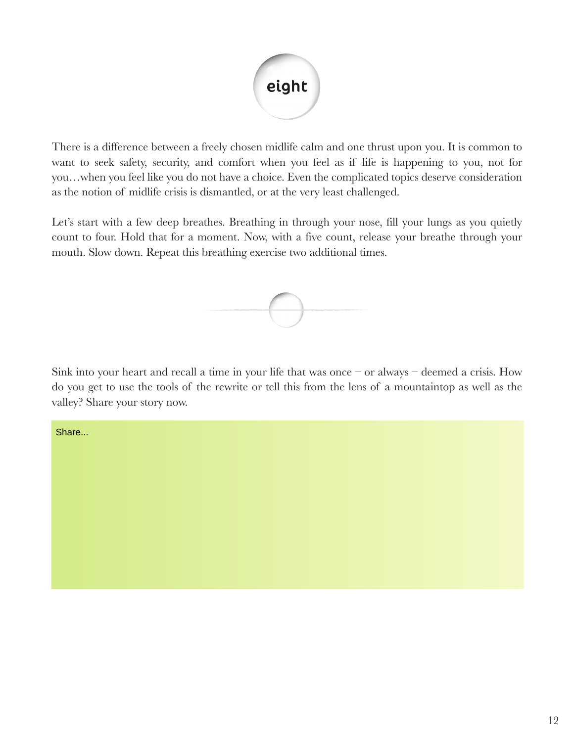# eight

There is a difference between a freely chosen midlife calm and one thrust upon you. It is common to want to seek safety, security, and comfort when you feel as if life is happening to you, not for you…when you feel like you do not have a choice. Even the complicated topics deserve consideration as the notion of midlife crisis is dismantled, or at the very least challenged.

Let's start with a few deep breathes. Breathing in through your nose, fill your lungs as you quietly count to four. Hold that for a moment. Now, with a five count, release your breathe through your mouth. Slow down. Repeat this breathing exercise two additional times.

Sink into your heart and recall a time in your life that was once – or always – deemed a crisis. How do you get to use the tools of the rewrite or tell this from the lens of a mountaintop as well as the valley? Share your story now.

Share...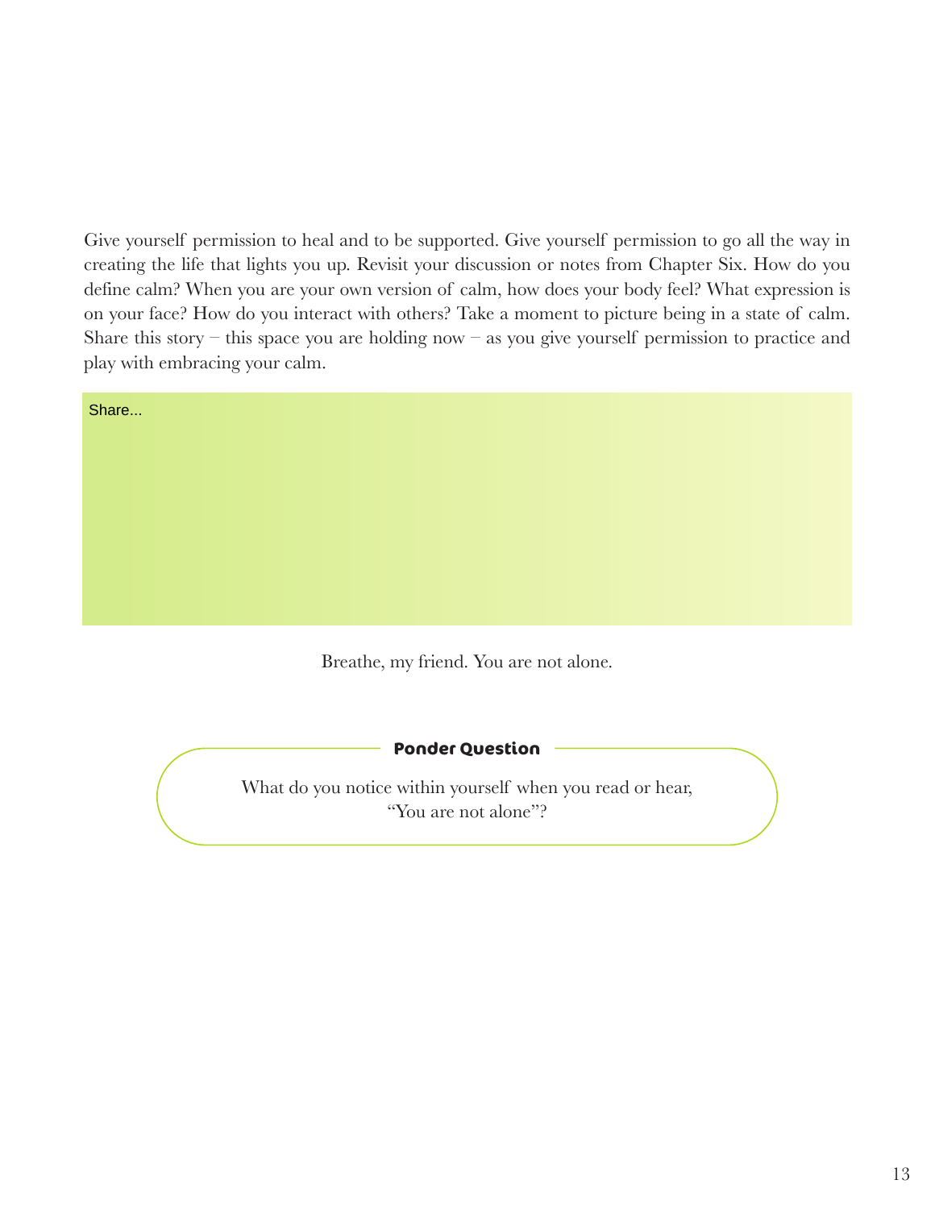Give yourself permission to heal and to be supported. Give yourself permission to go all the way in creating the life that lights you up. Revisit your discussion or notes from Chapter Six. How do you define calm? When you are your own version of calm, how does your body feel? What expression is on your face? How do you interact with others? Take a moment to picture being in a state of calm. Share this story – this space you are holding now – as you give yourself permission to practice and play with embracing your calm.

Share...

Breathe, my friend. You are not alone.

**Ponder Question**

What do you notice within yourself when you read or hear, "You are not alone"?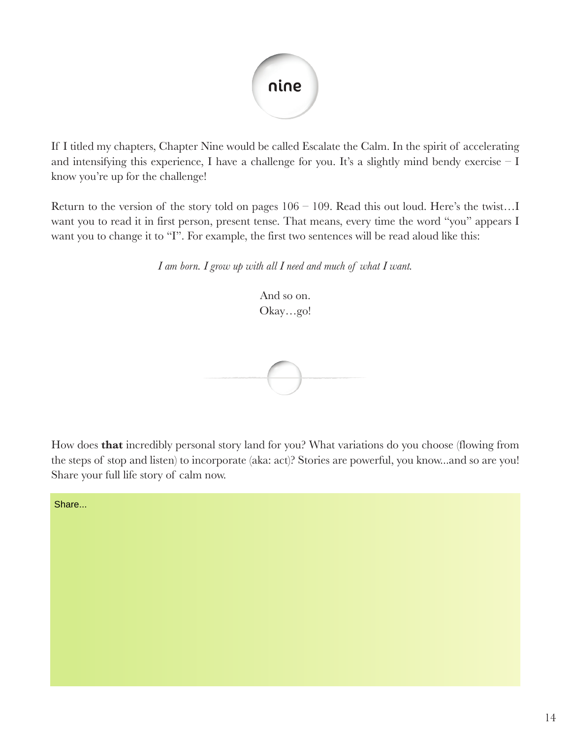# nine

If I titled my chapters, Chapter Nine would be called Escalate the Calm. In the spirit of accelerating and intensifying this experience, I have a challenge for you. It's a slightly mind bendy exercise – I know you're up for the challenge!

Return to the version of the story told on pages 106 – 109. Read this out loud. Here's the twist…I want you to read it in first person, present tense. That means, every time the word "you" appears I want you to change it to "I". For example, the first two sentences will be read aloud like this:

*I am born. I grow up with all I need and much of what I want.*

And so on.
Okay…go!

How does **that** incredibly personal story land for you? What variations do you choose (flowing from the steps of stop and listen) to incorporate (aka: act)? Stories are powerful, you know...and so are you! Share your full life story of calm now.

Share...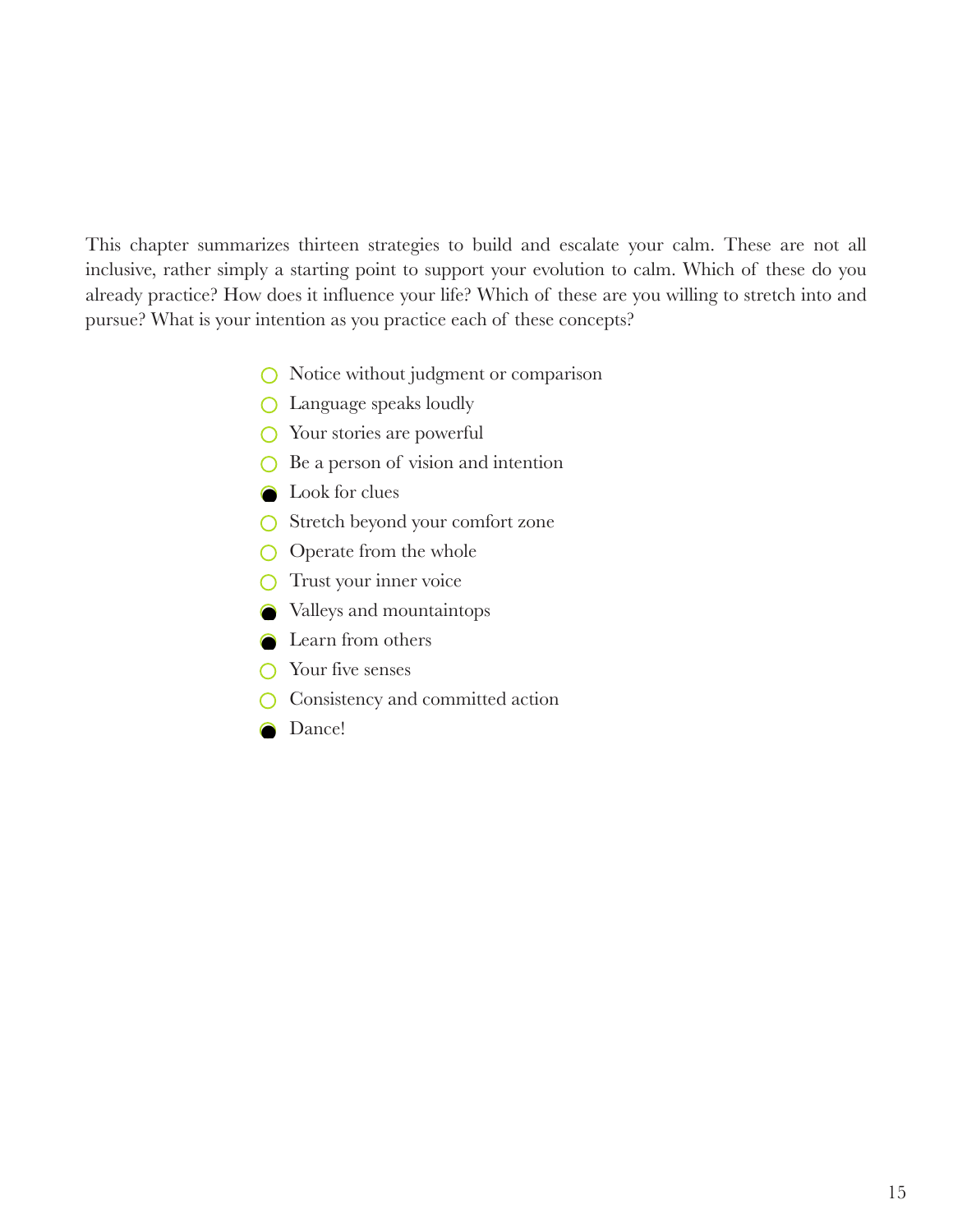This chapter summarizes thirteen strategies to build and escalate your calm. These are not all inclusive, rather simply a starting point to support your evolution to calm. Which of these do you already practice? How does it influence your life? Which of these are you willing to stretch into and pursue? What is your intention as you practice each of these concepts?

- [ ] Notice without judgment or comparison
- [ ] Language speaks loudly
- [ ] Your stories are powerful
- [ ] Be a person of vision and intention
- [x] Look for clues
- [ ] Stretch beyond your comfort zone
- [ ] Operate from the whole
- [ ] Trust your inner voice
- [x] Valleys and mountaintops
- [x] Learn from others
- [ ] Your five senses
- [ ] Consistency and committed action
- [x] Dance!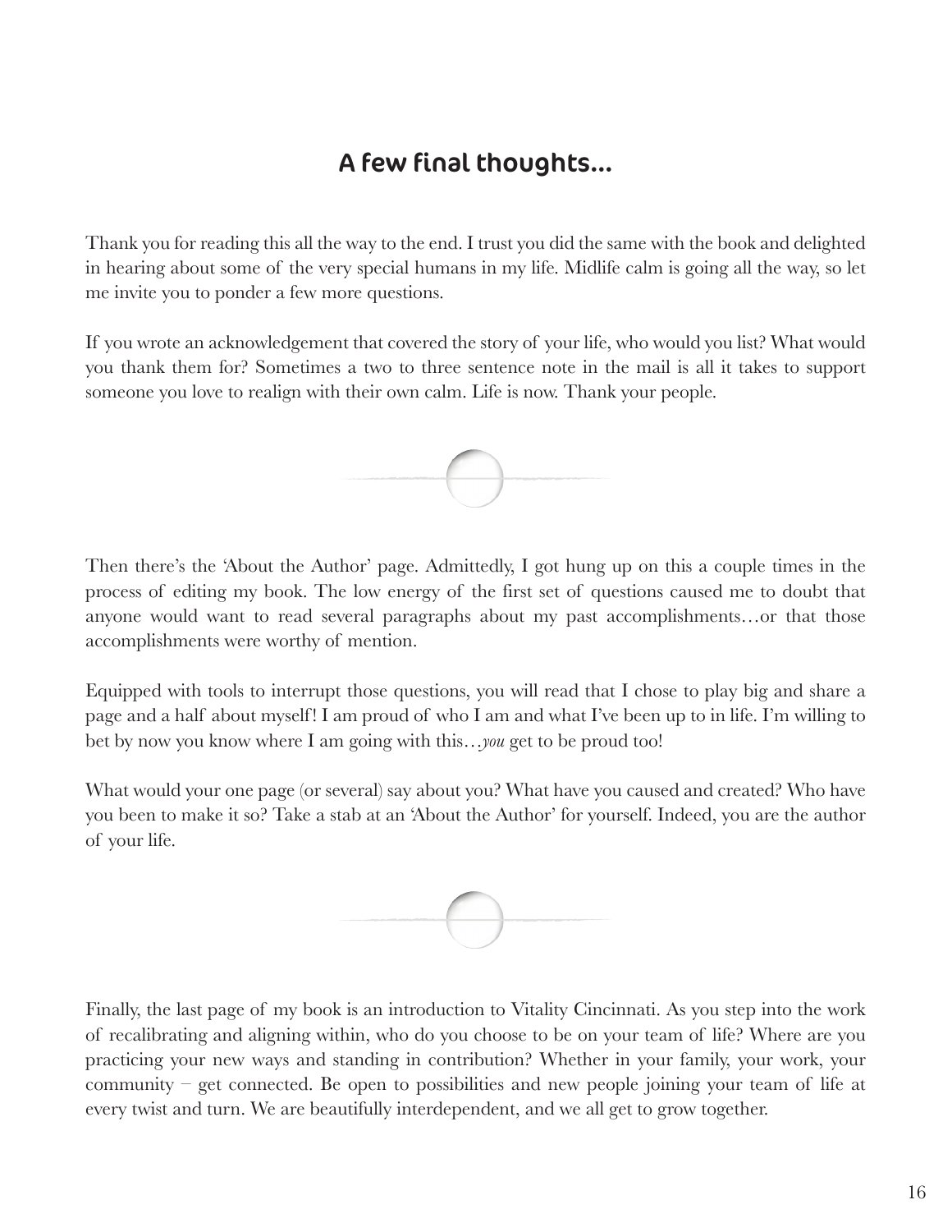## A few final thoughts...

Thank you for reading this all the way to the end. I trust you did the same with the book and delighted in hearing about some of the very special humans in my life. Midlife calm is going all the way, so let me invite you to ponder a few more questions.

If you wrote an acknowledgement that covered the story of your life, who would you list? What would you thank them for? Sometimes a two to three sentence note in the mail is all it takes to support someone you love to realign with their own calm. Life is now. Thank your people.

Then there's the 'About the Author' page. Admittedly, I got hung up on this a couple times in the process of editing my book. The low energy of the first set of questions caused me to doubt that anyone would want to read several paragraphs about my past accomplishments…or that those accomplishments were worthy of mention.

Equipped with tools to interrupt those questions, you will read that I chose to play big and share a page and a half about myself! I am proud of who I am and what I've been up to in life. I'm willing to bet by now you know where I am going with this…*you* get to be proud too!

What would your one page (or several) say about you? What have you caused and created? Who have you been to make it so? Take a stab at an 'About the Author' for yourself. Indeed, you are the author of your life.

Finally, the last page of my book is an introduction to Vitality Cincinnati. As you step into the work of recalibrating and aligning within, who do you choose to be on your team of life? Where are you practicing your new ways and standing in contribution? Whether in your family, your work, your community – get connected. Be open to possibilities and new people joining your team of life at every twist and turn. We are beautifully interdependent, and we all get to grow together.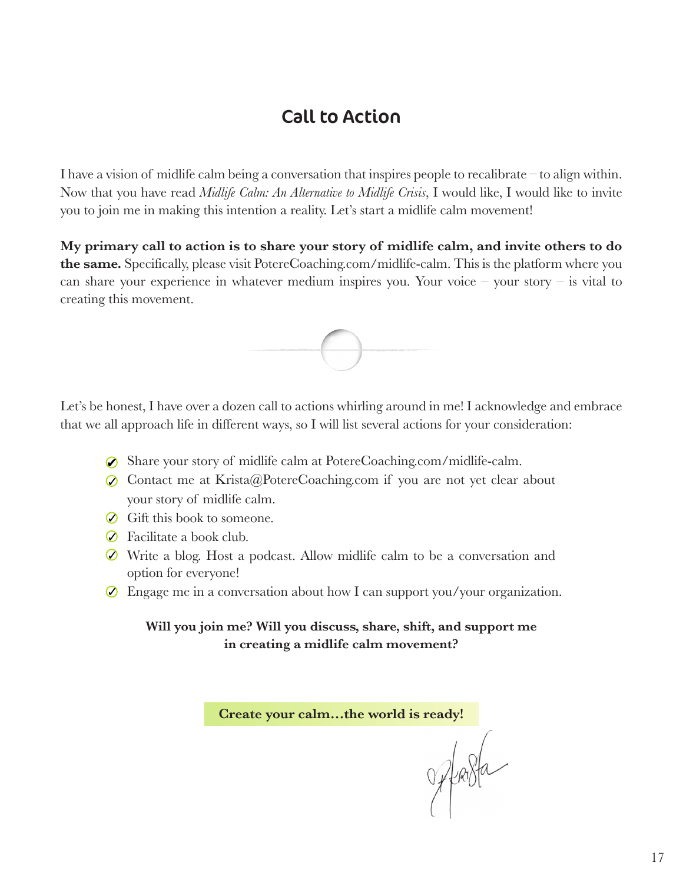## Call to Action

I have a vision of midlife calm being a conversation that inspires people to recalibrate – to align within. Now that you have read *Midlife Calm: An Alternative to Midlife Crisis*, I would like, I would like to invite you to join me in making this intention a reality. Let's start a midlife calm movement!

**My primary call to action is to share your story of midlife calm, and invite others to do the same.** Specifically, please visit PotereCoaching.com/midlife-calm. This is the platform where you can share your experience in whatever medium inspires you. Your voice – your story – is vital to creating this movement.

Let's be honest, I have over a dozen call to actions whirling around in me! I acknowledge and embrace that we all approach life in different ways, so I will list several actions for your consideration:

- Share your story of midlife calm at PotereCoaching.com/midlife-calm.
- Contact me at Krista@PotereCoaching.com if you are not yet clear about your story of midlife calm.
- Gift this book to someone.
- Facilitate a book club.
- Write a blog. Host a podcast. Allow midlife calm to be a conversation and option for everyone!
- Engage me in a conversation about how I can support you/your organization.

**Will you join me? Will you discuss, share, shift, and support me in creating a midlife calm movement?**

**Create your calm…the world is ready!**

Krista